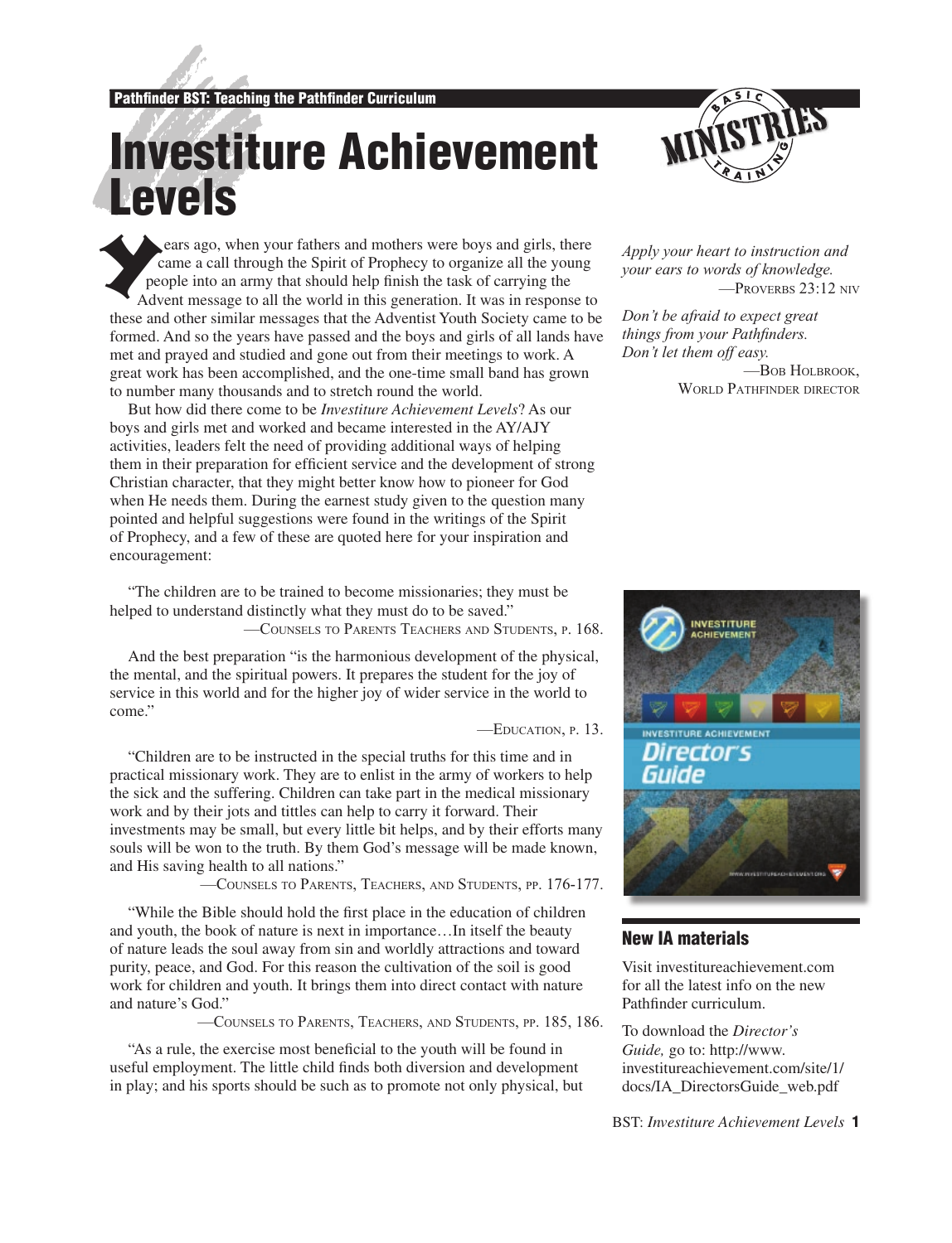# Investiture Achievement Levels

Years ago, when your fathers and mothers were boys and girls, there came a call through the Spirit of Prophecy to organize all the young people into an army that should help finish the task of carrying the Advent message to all the world in this generation. It was in response to these and other similar messages that the Adventist Youth Society came to be formed. And so the years have passed and the boys and girls of all lands have met and prayed and studied and gone out from their meetings to work. A great work has been accomplished, and the one-time small band has grown to number many thousands and to stretch round the world.

But how did there come to be *Investiture Achievement Levels*? As our boys and girls met and worked and became interested in the AY/AJY activities, leaders felt the need of providing additional ways of helping them in their preparation for efficient service and the development of strong Christian character, that they might better know how to pioneer for God when He needs them. During the earnest study given to the question many pointed and helpful suggestions were found in the writings of the Spirit of Prophecy, and a few of these are quoted here for your inspiration and encouragement:

"The children are to be trained to become missionaries; they must be helped to understand distinctly what they must do to be saved."

—Counsels to Parents Teachers and Students, p. 168.

And the best preparation "is the harmonious development of the physical, the mental, and the spiritual powers. It prepares the student for the joy of service in this world and for the higher joy of wider service in the world to come."

—Education, p. 13.

"Children are to be instructed in the special truths for this time and in practical missionary work. They are to enlist in the army of workers to help the sick and the suffering. Children can take part in the medical missionary work and by their jots and tittles can help to carry it forward. Their investments may be small, but every little bit helps, and by their efforts many souls will be won to the truth. By them God's message will be made known, and His saving health to all nations."

—Counsels to Parents, Teachers, and Students, pp. 176-177.

"While the Bible should hold the first place in the education of children and youth, the book of nature is next in importance…In itself the beauty of nature leads the soul away from sin and worldly attractions and toward purity, peace, and God. For this reason the cultivation of the soil is good work for children and youth. It brings them into direct contact with nature and nature's God."

—Counsels to Parents, Teachers, and Students, pp. 185, 186.

"As a rule, the exercise most beneficial to the youth will be found in useful employment. The little child finds both diversion and development in play; and his sports should be such as to promote not only physical, but

*Apply your heart to instruction and your ears to words of knowledge.*

—Proverbs 23:12 NIV

*Don't be afraid to expect great things from your Pathfinders. Don't let them off easy.*

—Bob Holbrook, World Pathfinder Director

## New IA materials

Visit investitureachievement.com for all the latest info on the new Pathfinder curriculum.

To download the *Director's Guide,* go to: http://www.investitureachievement.com/site/1/docs/IA_DirectorsGuide_web.pdf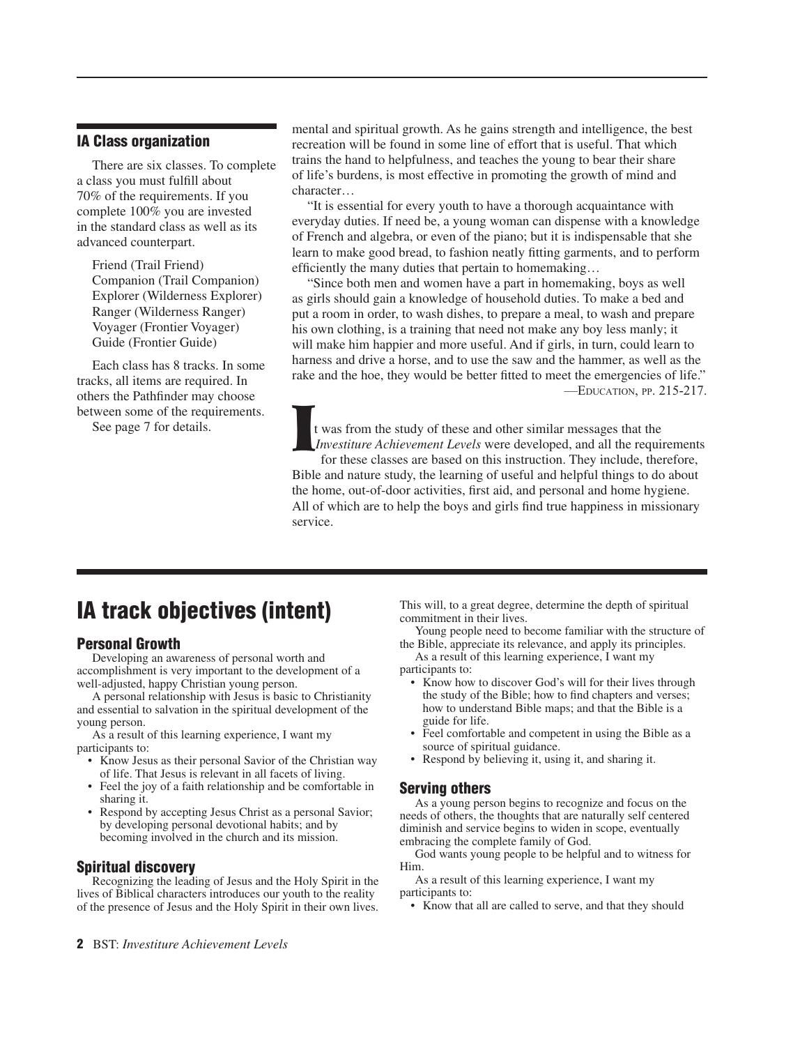## IA Class organization

There are six classes. To complete a class you must fulfill about 70% of the requirements. If you complete 100% you are invested in the standard class as well as its advanced counterpart.

Friend (Trail Friend)
Companion (Trail Companion)
Explorer (Wilderness Explorer)
Ranger (Wilderness Ranger)
Voyager (Frontier Voyager)
Guide (Frontier Guide)

Each class has 8 tracks. In some tracks, all items are required. In others the Pathfinder may choose between some of the requirements.

See page 7 for details.

mental and spiritual growth. As he gains strength and intelligence, the best recreation will be found in some line of effort that is useful. That which trains the hand to helpfulness, and teaches the young to bear their share of life's burdens, is most effective in promoting the growth of mind and character…

"It is essential for every youth to have a thorough acquaintance with everyday duties. If need be, a young woman can dispense with a knowledge of French and algebra, or even of the piano; but it is indispensable that she learn to make good bread, to fashion neatly fitting garments, and to perform efficiently the many duties that pertain to homemaking…

"Since both men and women have a part in homemaking, boys as well as girls should gain a knowledge of household duties. To make a bed and put a room in order, to wash dishes, to prepare a meal, to wash and prepare his own clothing, is a training that need not make any boy less manly; it will make him happier and more useful. And if girls, in turn, could learn to harness and drive a horse, and to use the saw and the hammer, as well as the rake and the hoe, they would be better fitted to meet the emergencies of life."
—Education, pp. 215-217.

It was from the study of these and other similar messages that the *Investiture Achievement Levels* were developed, and all the requirements for these classes are based on this instruction. They include, therefore, Bible and nature study, the learning of useful and helpful things to do about the home, out-of-door activities, first aid, and personal and home hygiene. All of which are to help the boys and girls find true happiness in missionary service.

# IA track objectives (intent)

### Personal Growth

Developing an awareness of personal worth and accomplishment is very important to the development of a well-adjusted, happy Christian young person.

A personal relationship with Jesus is basic to Christianity and essential to salvation in the spiritual development of the young person.

As a result of this learning experience, I want my participants to:

- Know Jesus as their personal Savior of the Christian way of life. That Jesus is relevant in all facets of living.
- Feel the joy of a faith relationship and be comfortable in sharing it.
- Respond by accepting Jesus Christ as a personal Savior; by developing personal devotional habits; and by becoming involved in the church and its mission.

### Spiritual discovery

Recognizing the leading of Jesus and the Holy Spirit in the lives of Biblical characters introduces our youth to the reality of the presence of Jesus and the Holy Spirit in their own lives. This will, to a great degree, determine the depth of spiritual commitment in their lives.

Young people need to become familiar with the structure of the Bible, appreciate its relevance, and apply its principles.

As a result of this learning experience, I want my participants to:

- Know how to discover God's will for their lives through the study of the Bible; how to find chapters and verses; how to understand Bible maps; and that the Bible is a guide for life.
- Feel comfortable and competent in using the Bible as a source of spiritual guidance.
- Respond by believing it, using it, and sharing it.

### Serving others

As a young person begins to recognize and focus on the needs of others, the thoughts that are naturally self centered diminish and service begins to widen in scope, eventually embracing the complete family of God.

God wants young people to be helpful and to witness for Him.

As a result of this learning experience, I want my participants to:

- Know that all are called to serve, and that they should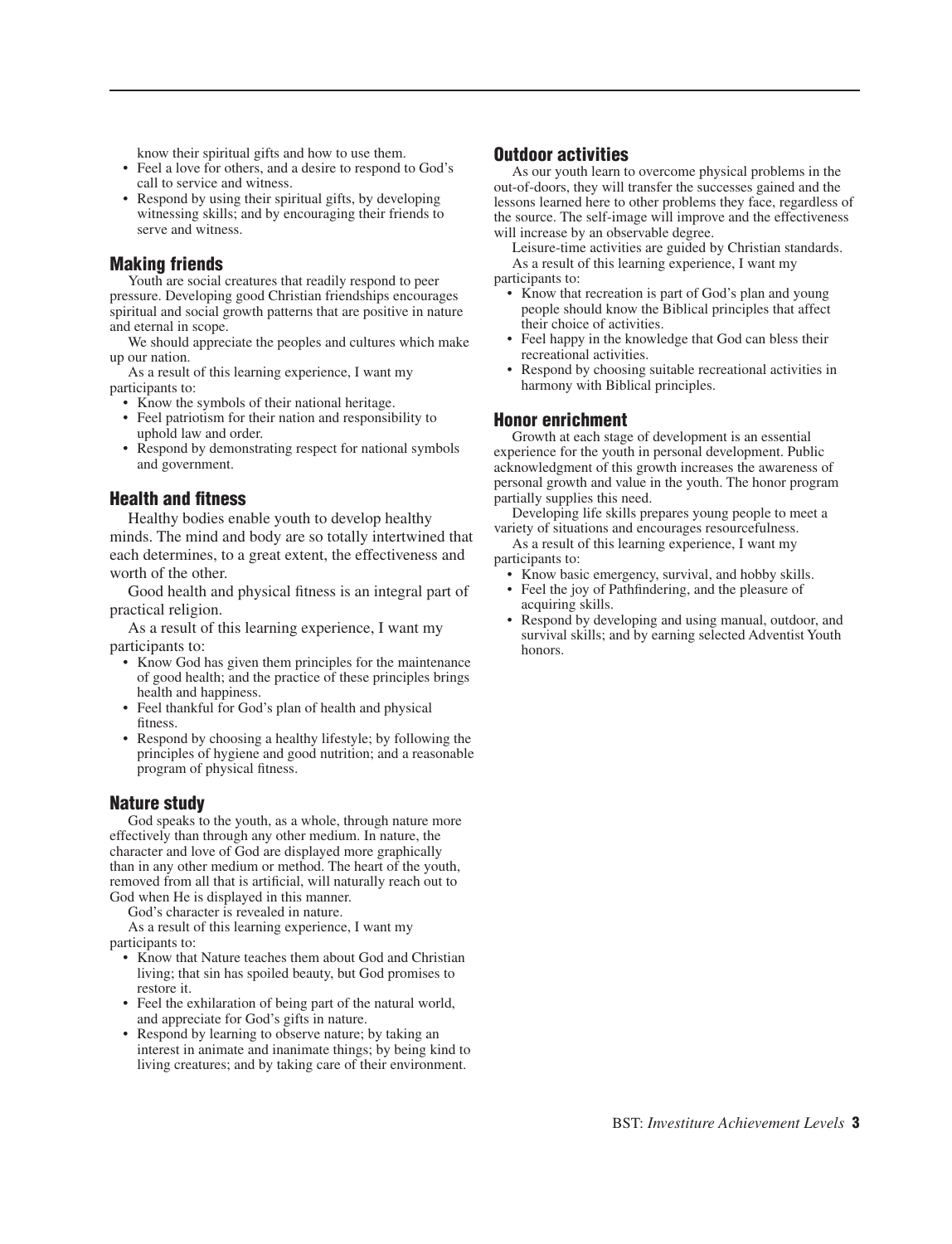know their spiritual gifts and how to use them.

- Feel a love for others, and a desire to respond to God's call to service and witness.
- Respond by using their spiritual gifts, by developing witnessing skills; and by encouraging their friends to serve and witness.

### Making friends

Youth are social creatures that readily respond to peer pressure. Developing good Christian friendships encourages spiritual and social growth patterns that are positive in nature and eternal in scope.

We should appreciate the peoples and cultures which make up our nation.

As a result of this learning experience, I want my participants to:

- Know the symbols of their national heritage.
- Feel patriotism for their nation and responsibility to uphold law and order.
- Respond by demonstrating respect for national symbols and government.

### Health and fitness

Healthy bodies enable youth to develop healthy minds. The mind and body are so totally intertwined that each determines, to a great extent, the effectiveness and worth of the other.

Good health and physical fitness is an integral part of practical religion.

As a result of this learning experience, I want my participants to:

- Know God has given them principles for the maintenance of good health; and the practice of these principles brings health and happiness.
- Feel thankful for God's plan of health and physical fitness.
- Respond by choosing a healthy lifestyle; by following the principles of hygiene and good nutrition; and a reasonable program of physical fitness.

### Nature study

God speaks to the youth, as a whole, through nature more effectively than through any other medium. In nature, the character and love of God are displayed more graphically than in any other medium or method. The heart of the youth, removed from all that is artificial, will naturally reach out to God when He is displayed in this manner.

God's character is revealed in nature.

As a result of this learning experience, I want my participants to:

- Know that Nature teaches them about God and Christian living; that sin has spoiled beauty, but God promises to restore it.
- Feel the exhilaration of being part of the natural world, and appreciate for God's gifts in nature.
- Respond by learning to observe nature; by taking an interest in animate and inanimate things; by being kind to living creatures; and by taking care of their environment.

### Outdoor activities

As our youth learn to overcome physical problems in the out-of-doors, they will transfer the successes gained and the lessons learned here to other problems they face, regardless of the source. The self-image will improve and the effectiveness will increase by an observable degree.

Leisure-time activities are guided by Christian standards.

As a result of this learning experience, I want my participants to:

- Know that recreation is part of God's plan and young people should know the Biblical principles that affect their choice of activities.
- Feel happy in the knowledge that God can bless their recreational activities.
- Respond by choosing suitable recreational activities in harmony with Biblical principles.

### Honor enrichment

Growth at each stage of development is an essential experience for the youth in personal development. Public acknowledgment of this growth increases the awareness of personal growth and value in the youth. The honor program partially supplies this need.

Developing life skills prepares young people to meet a variety of situations and encourages resourcefulness.

As a result of this learning experience, I want my participants to:

- Know basic emergency, survival, and hobby skills.
- Feel the joy of Pathfindering, and the pleasure of acquiring skills.
- Respond by developing and using manual, outdoor, and survival skills; and by earning selected Adventist Youth honors.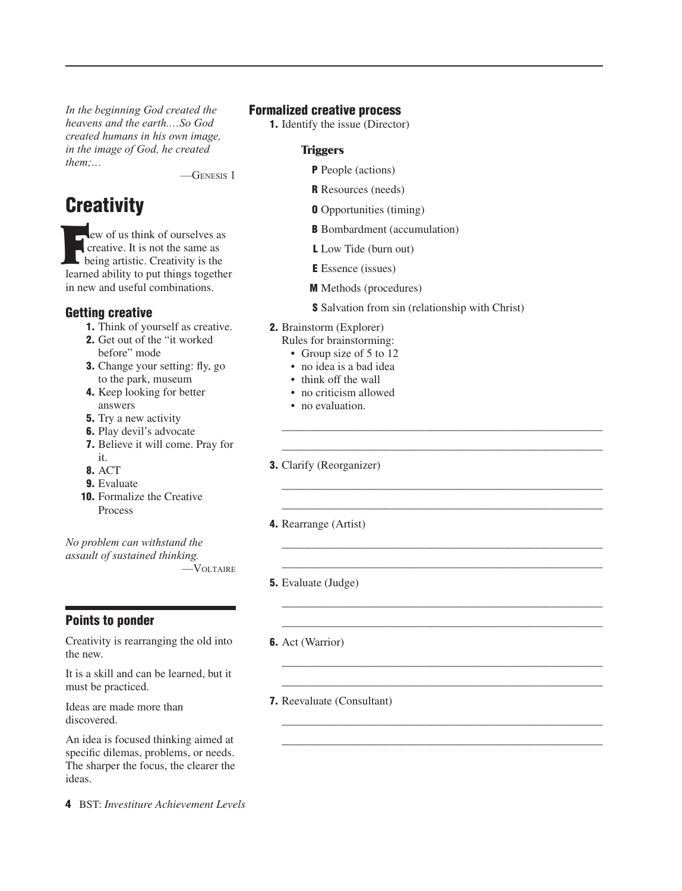*In the beginning God created the heavens and the earth.…So God created humans in his own image, in the image of God, he created them;…*

—Genesis 1

## Creativity

Few of us think of ourselves as creative. It is not the same as being artistic. Creativity is the learned ability to put things together in new and useful combinations.

### Getting creative

1. Think of yourself as creative.
2. Get out of the "it worked before" mode
3. Change your setting: fly, go to the park, museum
4. Keep looking for better answers
5. Try a new activity
6. Play devil's advocate
7. Believe it will come. Pray for it.
8. ACT
9. Evaluate
10. Formalize the Creative Process

*No problem can withstand the assault of sustained thinking.*

—Voltaire

### Points to ponder

Creativity is rearranging the old into the new.

It is a skill and can be learned, but it must be practiced.

Ideas are made more than discovered.

An idea is focused thinking aimed at specific dilemas, problems, or needs. The sharper the focus, the clearer the ideas.

### Formalized creative process

1. Identify the issue (Director)

   **Triggers**

   **P** People (actions)

   **R** Resources (needs)

   **O** Opportunities (timing)

   **B** Bombardment (accumulation)

   **L** Low Tide (burn out)

   **E** Essence (issues)

   **M** Methods (procedures)

   **S** Salvation from sin (relationship with Christ)

2. Brainstorm (Explorer)
   Rules for brainstorming:
   - Group size of 5 to 12
   - no idea is a bad idea
   - think off the wall
   - no criticism allowed
   - no evaluation.

   ____________________________________________________________

   ____________________________________________________________

3. Clarify (Reorganizer)

   ____________________________________________________________

   ____________________________________________________________

4. Rearrange (Artist)

   ____________________________________________________________

   ____________________________________________________________

5. Evaluate (Judge)

   ____________________________________________________________

   ____________________________________________________________

6. Act (Warrior)

   ____________________________________________________________

   ____________________________________________________________

7. Reevaluate (Consultant)

   ____________________________________________________________

   ____________________________________________________________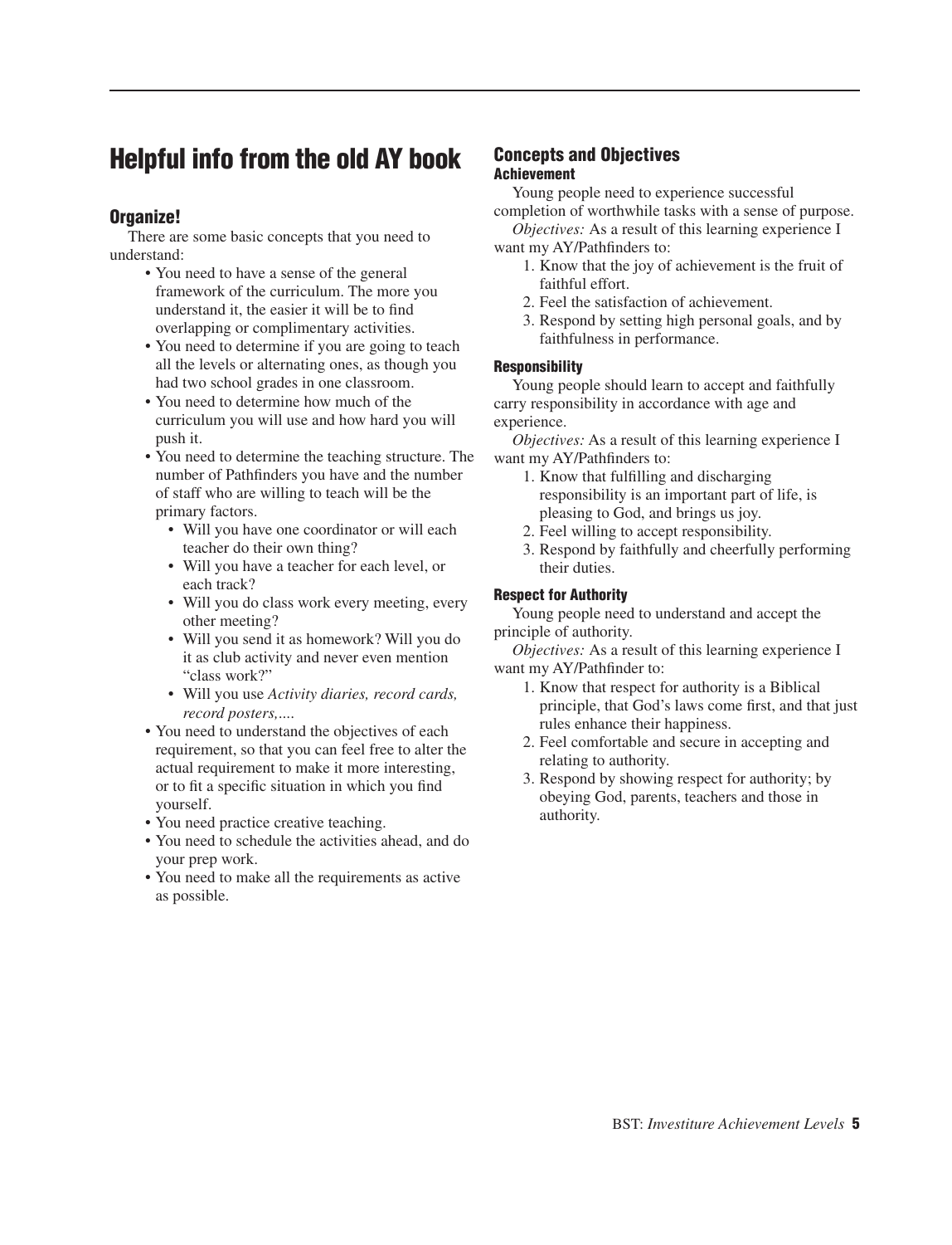# Helpful info from the old AY book

## Organize!

There are some basic concepts that you need to understand:

- You need to have a sense of the general framework of the curriculum. The more you understand it, the easier it will be to find overlapping or complimentary activities.
- You need to determine if you are going to teach all the levels or alternating ones, as though you had two school grades in one classroom.
- You need to determine how much of the curriculum you will use and how hard you will push it.
- You need to determine the teaching structure. The number of Pathfinders you have and the number of staff who are willing to teach will be the primary factors.
    - Will you have one coordinator or will each teacher do their own thing?
    - Will you have a teacher for each level, or each track?
    - Will you do class work every meeting, every other meeting?
    - Will you send it as homework? Will you do it as club activity and never even mention "class work?"
    - Will you use *Activity diaries, record cards, record posters,....*
- You need to understand the objectives of each requirement, so that you can feel free to alter the actual requirement to make it more interesting, or to fit a specific situation in which you find yourself.
- You need practice creative teaching.
- You need to schedule the activities ahead, and do your prep work.
- You need to make all the requirements as active as possible.

## Concepts and Objectives

### Achievement

Young people need to experience successful completion of worthwhile tasks with a sense of purpose.

*Objectives:* As a result of this learning experience I want my AY/Pathfinders to:

1. Know that the joy of achievement is the fruit of faithful effort.
2. Feel the satisfaction of achievement.
3. Respond by setting high personal goals, and by faithfulness in performance.

### Responsibility

Young people should learn to accept and faithfully carry responsibility in accordance with age and experience.

*Objectives:* As a result of this learning experience I want my AY/Pathfinders to:

1. Know that fulfilling and discharging responsibility is an important part of life, is pleasing to God, and brings us joy.
2. Feel willing to accept responsibility.
3. Respond by faithfully and cheerfully performing their duties.

### Respect for Authority

Young people need to understand and accept the principle of authority.

*Objectives:* As a result of this learning experience I want my AY/Pathfinder to:

1. Know that respect for authority is a Biblical principle, that God's laws come first, and that just rules enhance their happiness.
2. Feel comfortable and secure in accepting and relating to authority.
3. Respond by showing respect for authority; by obeying God, parents, teachers and those in authority.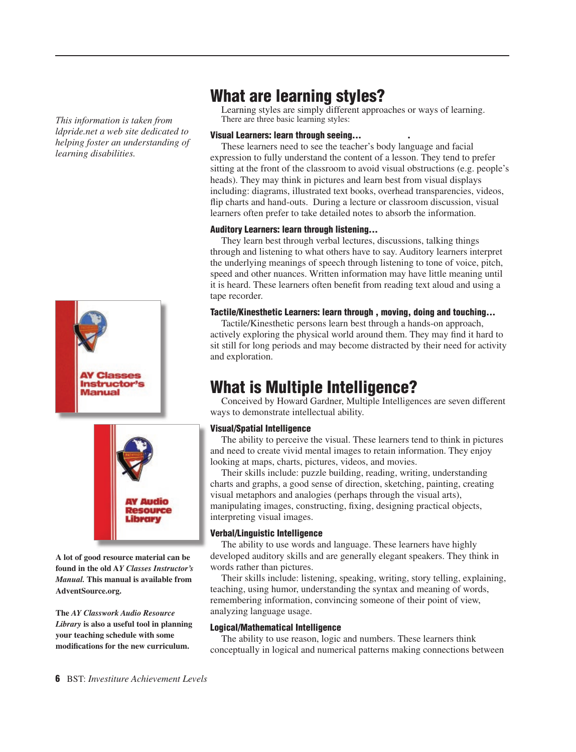*This information is taken from ldpride.net a web site dedicated to helping foster an understanding of learning disabilities.*

# What are learning styles?

Learning styles are simply different approaches or ways of learning. There are three basic learning styles:

### Visual Learners: learn through seeing... .

These learners need to see the teacher's body language and facial expression to fully understand the content of a lesson. They tend to prefer sitting at the front of the classroom to avoid visual obstructions (e.g. people's heads). They may think in pictures and learn best from visual displays including: diagrams, illustrated text books, overhead transparencies, videos, flip charts and hand-outs. During a lecture or classroom discussion, visual learners often prefer to take detailed notes to absorb the information.

### Auditory Learners: learn through listening...

They learn best through verbal lectures, discussions, talking things through and listening to what others have to say. Auditory learners interpret the underlying meanings of speech through listening to tone of voice, pitch, speed and other nuances. Written information may have little meaning until it is heard. These learners often benefit from reading text aloud and using a tape recorder.

### Tactile/Kinesthetic Learners: learn through , moving, doing and touching...

Tactile/Kinesthetic persons learn best through a hands-on approach, actively exploring the physical world around them. They may find it hard to sit still for long periods and may become distracted by their need for activity and exploration.

AY Classes Instructor's Manual

AY Audio Resource Library

**A lot of good resource material can be found in the old AY *Classes Instructor's Manual.* This manual is available from AdventSource.org.**

**The *AY Classwork Audio Resource Library* is also a useful tool in planning your teaching schedule with some modifications for the new curriculum.**

# What is Multiple Intelligence?

Conceived by Howard Gardner, Multiple Intelligences are seven different ways to demonstrate intellectual ability.

### Visual/Spatial Intelligence

The ability to perceive the visual. These learners tend to think in pictures and need to create vivid mental images to retain information. They enjoy looking at maps, charts, pictures, videos, and movies.

Their skills include: puzzle building, reading, writing, understanding charts and graphs, a good sense of direction, sketching, painting, creating visual metaphors and analogies (perhaps through the visual arts), manipulating images, constructing, fixing, designing practical objects, interpreting visual images.

### Verbal/Linguistic Intelligence

The ability to use words and language. These learners have highly developed auditory skills and are generally elegant speakers. They think in words rather than pictures.

Their skills include: listening, speaking, writing, story telling, explaining, teaching, using humor, understanding the syntax and meaning of words, remembering information, convincing someone of their point of view, analyzing language usage.

### Logical/Mathematical Intelligence

The ability to use reason, logic and numbers. These learners think conceptually in logical and numerical patterns making connections between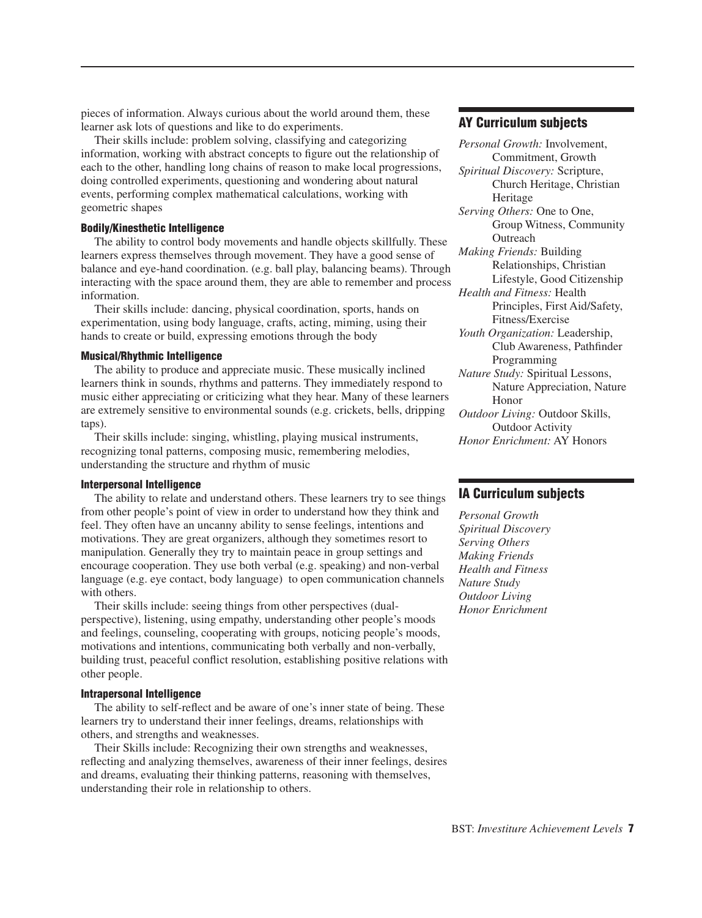pieces of information. Always curious about the world around them, these learner ask lots of questions and like to do experiments.

Their skills include: problem solving, classifying and categorizing information, working with abstract concepts to figure out the relationship of each to the other, handling long chains of reason to make local progressions, doing controlled experiments, questioning and wondering about natural events, performing complex mathematical calculations, working with geometric shapes

#### Bodily/Kinesthetic Intelligence

The ability to control body movements and handle objects skillfully. These learners express themselves through movement. They have a good sense of balance and eye-hand coordination. (e.g. ball play, balancing beams). Through interacting with the space around them, they are able to remember and process information.

Their skills include: dancing, physical coordination, sports, hands on experimentation, using body language, crafts, acting, miming, using their hands to create or build, expressing emotions through the body

#### Musical/Rhythmic Intelligence

The ability to produce and appreciate music. These musically inclined learners think in sounds, rhythms and patterns. They immediately respond to music either appreciating or criticizing what they hear. Many of these learners are extremely sensitive to environmental sounds (e.g. crickets, bells, dripping taps).

Their skills include: singing, whistling, playing musical instruments, recognizing tonal patterns, composing music, remembering melodies, understanding the structure and rhythm of music

#### Interpersonal Intelligence

The ability to relate and understand others. These learners try to see things from other people's point of view in order to understand how they think and feel. They often have an uncanny ability to sense feelings, intentions and motivations. They are great organizers, although they sometimes resort to manipulation. Generally they try to maintain peace in group settings and encourage cooperation. They use both verbal (e.g. speaking) and non-verbal language (e.g. eye contact, body language) to open communication channels with others.

Their skills include: seeing things from other perspectives (dual-perspective), listening, using empathy, understanding other people's moods and feelings, counseling, cooperating with groups, noticing people's moods, motivations and intentions, communicating both verbally and non-verbally, building trust, peaceful conflict resolution, establishing positive relations with other people.

#### Intrapersonal Intelligence

The ability to self-reflect and be aware of one's inner state of being. These learners try to understand their inner feelings, dreams, relationships with others, and strengths and weaknesses.

Their Skills include: Recognizing their own strengths and weaknesses, reflecting and analyzing themselves, awareness of their inner feelings, desires and dreams, evaluating their thinking patterns, reasoning with themselves, understanding their role in relationship to others.

### AY Curriculum subjects

*Personal Growth:* Involvement, Commitment, Growth
*Spiritual Discovery:* Scripture, Church Heritage, Christian Heritage
*Serving Others:* One to One, Group Witness, Community Outreach
*Making Friends:* Building Relationships, Christian Lifestyle, Good Citizenship
*Health and Fitness:* Health Principles, First Aid/Safety, Fitness/Exercise
*Youth Organization:* Leadership, Club Awareness, Pathfinder Programming
*Nature Study:* Spiritual Lessons, Nature Appreciation, Nature Honor
*Outdoor Living:* Outdoor Skills, Outdoor Activity
*Honor Enrichment:* AY Honors

### IA Curriculum subjects

*Personal Growth*
*Spiritual Discovery*
*Serving Others*
*Making Friends*
*Health and Fitness*
*Nature Study*
*Outdoor Living*
*Honor Enrichment*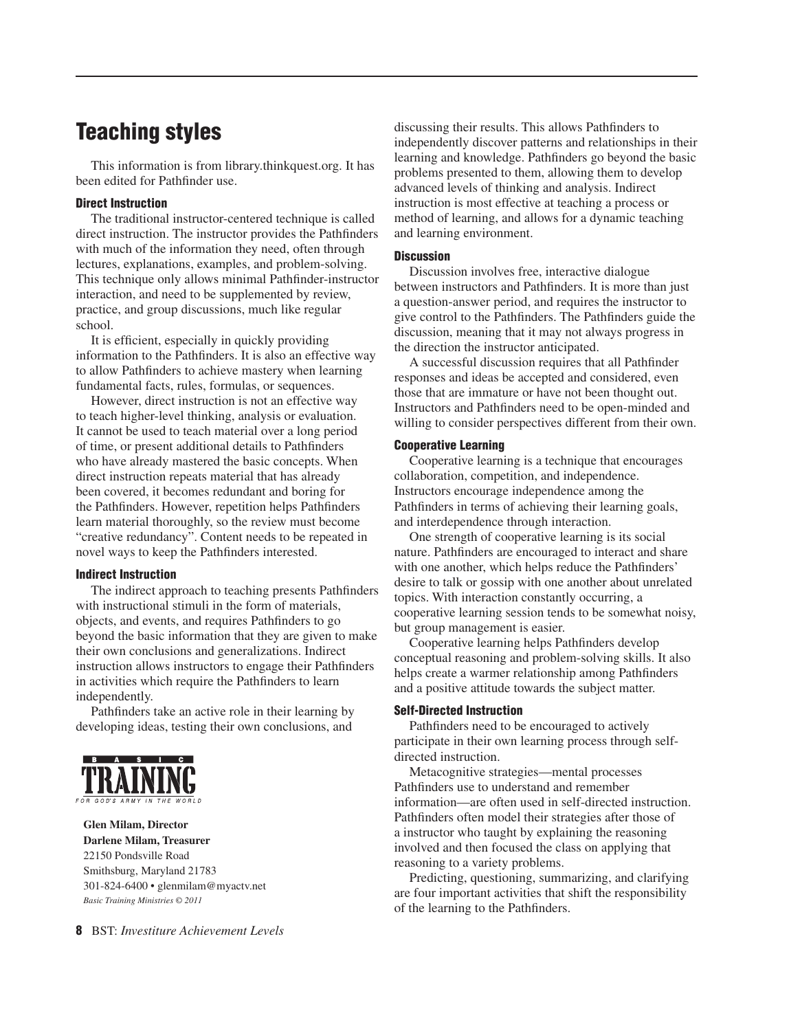## Teaching styles

This information is from library.thinkquest.org. It has been edited for Pathfinder use.

### Direct Instruction

The traditional instructor-centered technique is called direct instruction. The instructor provides the Pathfinders with much of the information they need, often through lectures, explanations, examples, and problem-solving. This technique only allows minimal Pathfinder-instructor interaction, and need to be supplemented by review, practice, and group discussions, much like regular school.

It is efficient, especially in quickly providing information to the Pathfinders. It is also an effective way to allow Pathfinders to achieve mastery when learning fundamental facts, rules, formulas, or sequences.

However, direct instruction is not an effective way to teach higher-level thinking, analysis or evaluation. It cannot be used to teach material over a long period of time, or present additional details to Pathfinders who have already mastered the basic concepts. When direct instruction repeats material that has already been covered, it becomes redundant and boring for the Pathfinders. However, repetition helps Pathfinders learn material thoroughly, so the review must become "creative redundancy". Content needs to be repeated in novel ways to keep the Pathfinders interested.

### Indirect Instruction

The indirect approach to teaching presents Pathfinders with instructional stimuli in the form of materials, objects, and events, and requires Pathfinders to go beyond the basic information that they are given to make their own conclusions and generalizations. Indirect instruction allows instructors to engage their Pathfinders in activities which require the Pathfinders to learn independently.

Pathfinders take an active role in their learning by developing ideas, testing their own conclusions, and discussing their results. This allows Pathfinders to independently discover patterns and relationships in their learning and knowledge. Pathfinders go beyond the basic problems presented to them, allowing them to develop advanced levels of thinking and analysis. Indirect instruction is most effective at teaching a process or method of learning, and allows for a dynamic teaching and learning environment.

### Discussion

Discussion involves free, interactive dialogue between instructors and Pathfinders. It is more than just a question-answer period, and requires the instructor to give control to the Pathfinders. The Pathfinders guide the discussion, meaning that it may not always progress in the direction the instructor anticipated.

A successful discussion requires that all Pathfinder responses and ideas be accepted and considered, even those that are immature or have not been thought out. Instructors and Pathfinders need to be open-minded and willing to consider perspectives different from their own.

### Cooperative Learning

Cooperative learning is a technique that encourages collaboration, competition, and independence. Instructors encourage independence among the Pathfinders in terms of achieving their learning goals, and interdependence through interaction.

One strength of cooperative learning is its social nature. Pathfinders are encouraged to interact and share with one another, which helps reduce the Pathfinders' desire to talk or gossip with one another about unrelated topics. With interaction constantly occurring, a cooperative learning session tends to be somewhat noisy, but group management is easier.

Cooperative learning helps Pathfinders develop conceptual reasoning and problem-solving skills. It also helps create a warmer relationship among Pathfinders and a positive attitude towards the subject matter.

### Self-Directed Instruction

Pathfinders need to be encouraged to actively participate in their own learning process through self-directed instruction.

Metacognitive strategies—mental processes Pathfinders use to understand and remember information—are often used in self-directed instruction. Pathfinders often model their strategies after those of a instructor who taught by explaining the reasoning involved and then focused the class on applying that reasoning to a variety problems.

Predicting, questioning, summarizing, and clarifying are four important activities that shift the responsibility of the learning to the Pathfinders.

BASIC TRAINING
FOR GOD'S ARMY IN THE WORLD

**Glen Milam, Director**
**Darlene Milam, Treasurer**
22150 Pondsville Road
Smithsburg, Maryland 21783
301-824-6400 • glenmilam@myactv.net
*Basic Training Ministries © 2011*